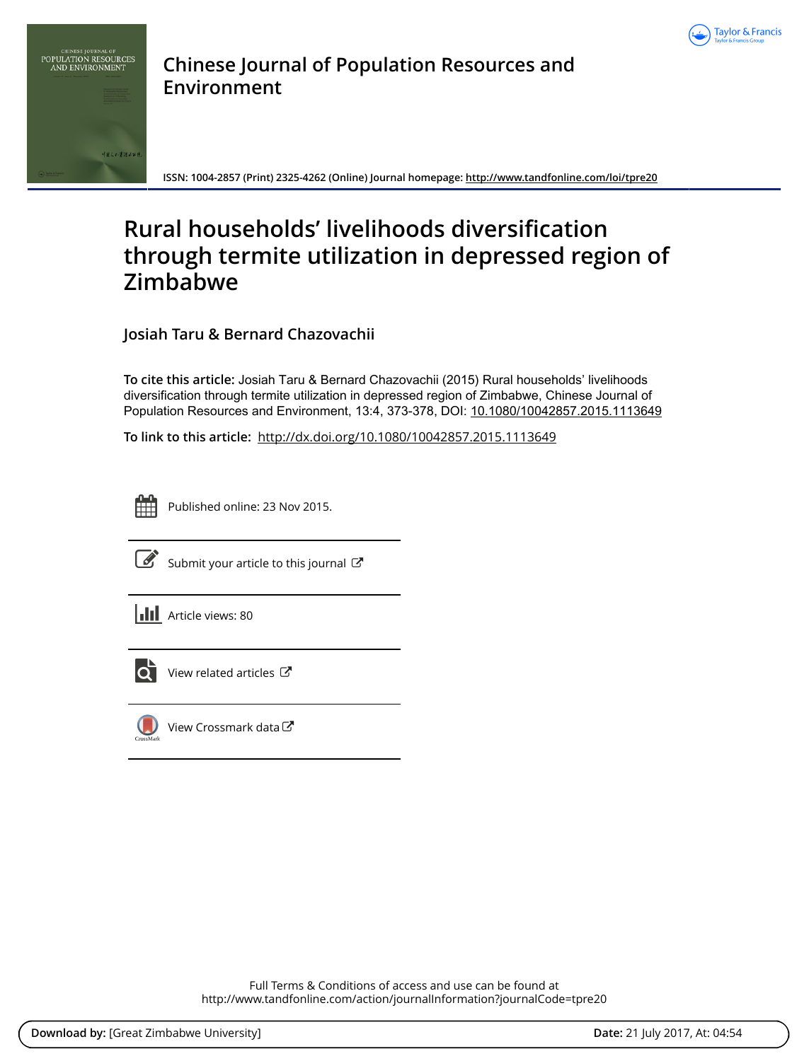# Chinese Journal of Population Resources and Environment

ISSN: 1004-2857 (Print) 2325-4262 (Online) Journal homepage: http://www.tandfonline.com/loi/tpre20

# Rural households' livelihoods diversification through termite utilization in depressed region of Zimbabwe

**Josiah Taru & Bernard Chazovachii**

**To cite this article:** Josiah Taru & Bernard Chazovachii (2015) Rural households' livelihoods diversification through termite utilization in depressed region of Zimbabwe, Chinese Journal of Population Resources and Environment, 13:4, 373-378, DOI: 10.1080/10042857.2015.1113649

**To link to this article:** http://dx.doi.org/10.1080/10042857.2015.1113649

Published online: 23 Nov 2015.

Submit your article to this journal

Article views: 80

View related articles

View Crossmark data

Full Terms & Conditions of access and use can be found at
http://www.tandfonline.com/action/journalInformation?journalCode=tpre20

**Download by:** [Great Zimbabwe University] **Date:** 21 July 2017, At: 04:54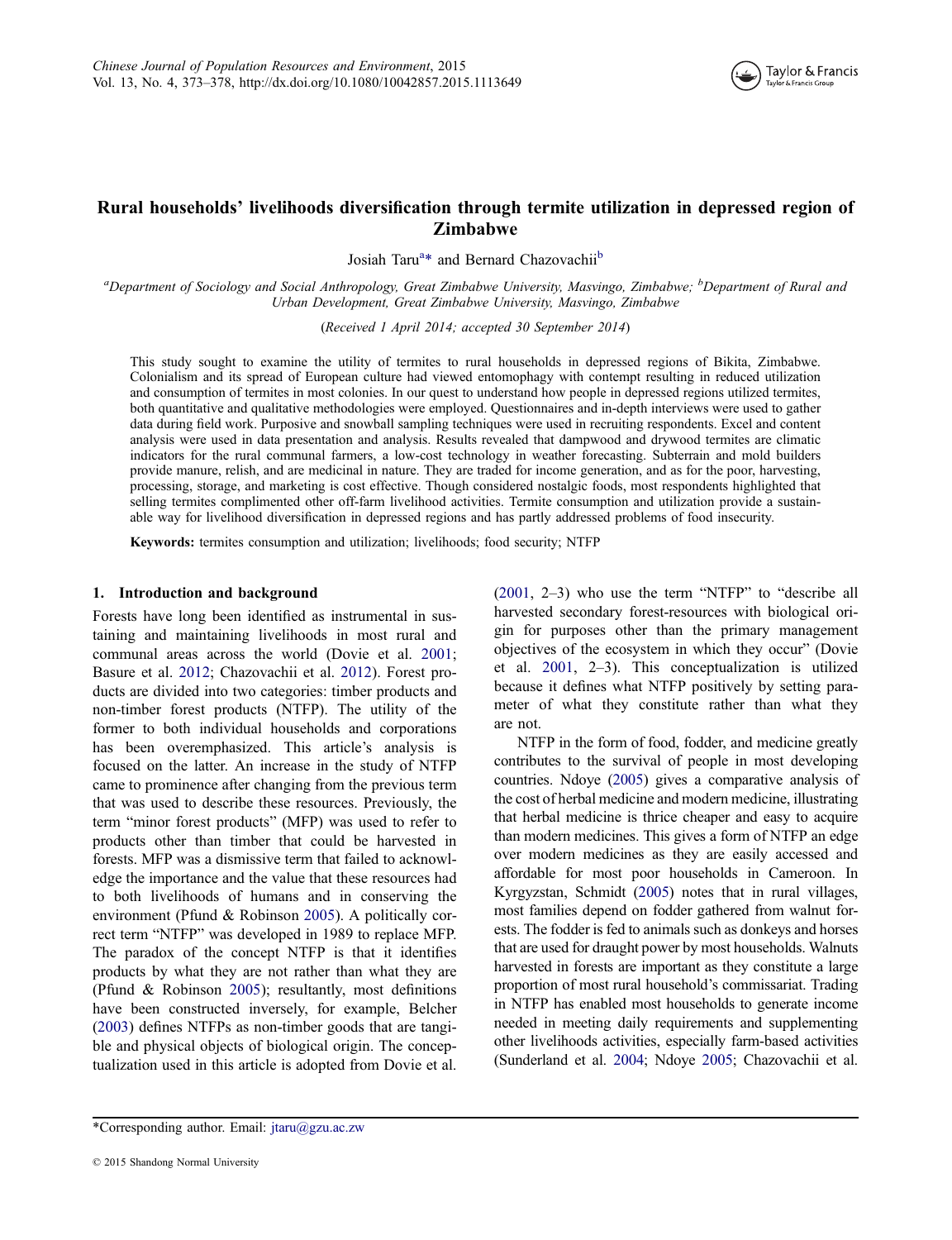# Rural households' livelihoods diversification through termite utilization in depressed region of Zimbabwe

Josiah Taru[a*] and Bernard Chazovachii[b]

[a]Department of Sociology and Social Anthropology, Great Zimbabwe University, Masvingo, Zimbabwe; [b]Department of Rural and Urban Development, Great Zimbabwe University, Masvingo, Zimbabwe

(*Received 1 April 2014; accepted 30 September 2014*)

This study sought to examine the utility of termites to rural households in depressed regions of Bikita, Zimbabwe. Colonialism and its spread of European culture had viewed entomophagy with contempt resulting in reduced utilization and consumption of termites in most colonies. In our quest to understand how people in depressed regions utilized termites, both quantitative and qualitative methodologies were employed. Questionnaires and in-depth interviews were used to gather data during field work. Purposive and snowball sampling techniques were used in recruiting respondents. Excel and content analysis were used in data presentation and analysis. Results revealed that dampwood and drywood termites are climatic indicators for the rural communal farmers, a low-cost technology in weather forecasting. Subterrain and mold builders provide manure, relish, and are medicinal in nature. They are traded for income generation, and as for the poor, harvesting, processing, storage, and marketing is cost effective. Though considered nostalgic foods, most respondents highlighted that selling termites complimented other off-farm livelihood activities. Termite consumption and utilization provide a sustainable way for livelihood diversification in depressed regions and has partly addressed problems of food insecurity.

**Keywords:** termites consumption and utilization; livelihoods; food security; NTFP

## 1. Introduction and background

Forests have long been identified as instrumental in sustaining and maintaining livelihoods in most rural and communal areas across the world (Dovie et al. 2001; Basure et al. 2012; Chazovachii et al. 2012). Forest products are divided into two categories: timber products and non-timber forest products (NTFP). The utility of the former to both individual households and corporations has been overemphasized. This article's analysis is focused on the latter. An increase in the study of NTFP came to prominence after changing from the previous term that was used to describe these resources. Previously, the term "minor forest products" (MFP) was used to refer to products other than timber that could be harvested in forests. MFP was a dismissive term that failed to acknowledge the importance and the value that these resources had to both livelihoods of humans and in conserving the environment (Pfund & Robinson 2005). A politically correct term "NTFP" was developed in 1989 to replace MFP. The paradox of the concept NTFP is that it identifies products by what they are not rather than what they are (Pfund & Robinson 2005); resultantly, most definitions have been constructed inversely, for example, Belcher (2003) defines NTFPs as non-timber goods that are tangible and physical objects of biological origin. The conceptualization used in this article is adopted from Dovie et al. (2001, 2–3) who use the term "NTFP" to "describe all harvested secondary forest-resources with biological origin for purposes other than the primary management objectives of the ecosystem in which they occur" (Dovie et al. 2001, 2–3). This conceptualization is utilized because it defines what NTFP positively by setting parameter of what they constitute rather than what they are not.

NTFP in the form of food, fodder, and medicine greatly contributes to the survival of people in most developing countries. Ndoye (2005) gives a comparative analysis of the cost of herbal medicine and modern medicine, illustrating that herbal medicine is thrice cheaper and easy to acquire than modern medicines. This gives a form of NTFP an edge over modern medicines as they are easily accessed and affordable for most poor households in Cameroon. In Kyrgyzstan, Schmidt (2005) notes that in rural villages, most families depend on fodder gathered from walnut forests. The fodder is fed to animals such as donkeys and horses that are used for draught power by most households. Walnuts harvested in forests are important as they constitute a large proportion of most rural household's commissariat. Trading in NTFP has enabled most households to generate income needed in meeting daily requirements and supplementing other livelihoods activities, especially farm-based activities (Sunderland et al. 2004; Ndoye 2005; Chazovachii et al.

*Corresponding author. Email: jtaru@gzu.ac.zw

© 2015 Shandong Normal University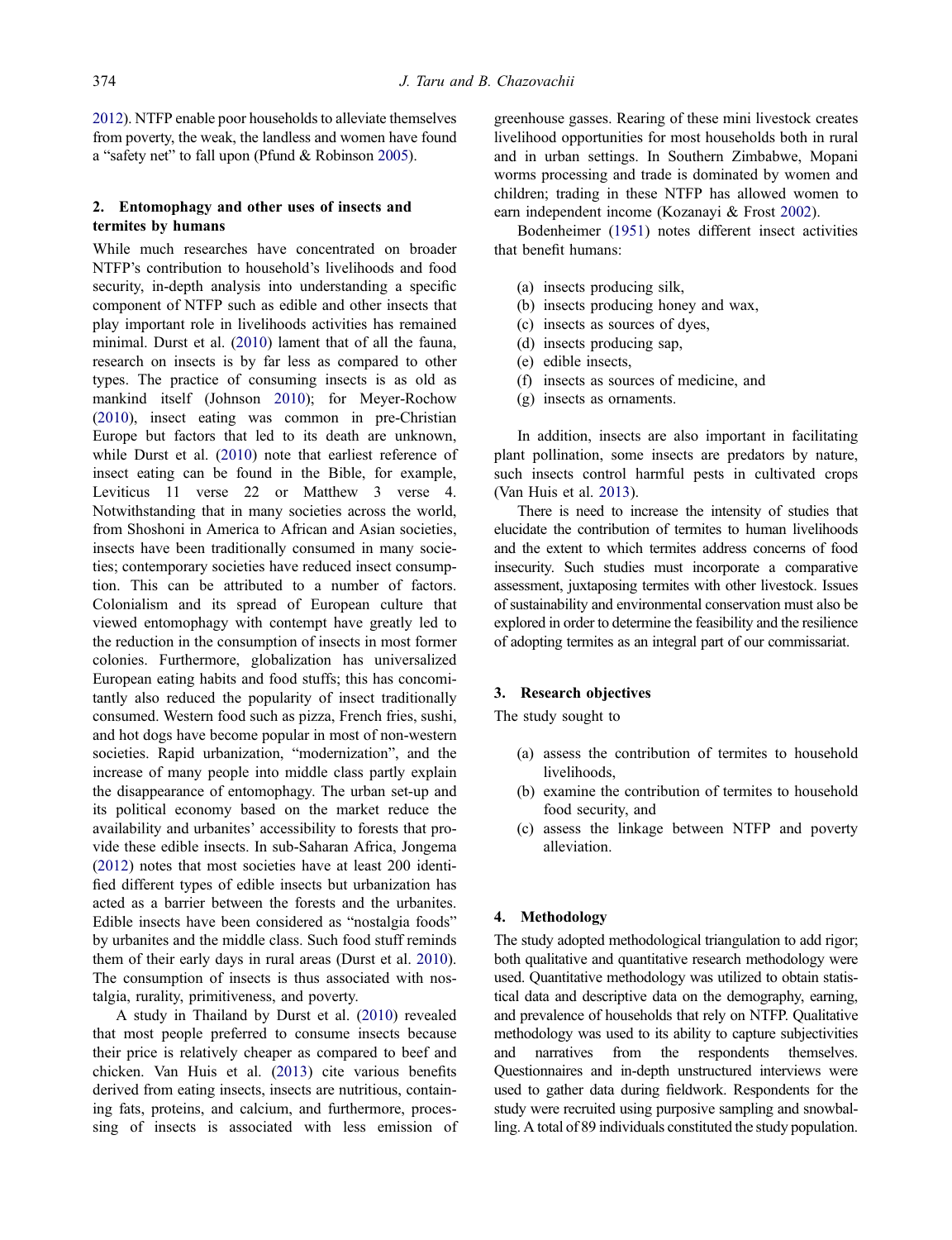2012). NTFP enable poor households to alleviate themselves from poverty, the weak, the landless and women have found a "safety net" to fall upon (Pfund & Robinson 2005).

## 2. Entomophagy and other uses of insects and termites by humans

While much researches have concentrated on broader NTFP's contribution to household's livelihoods and food security, in-depth analysis into understanding a specific component of NTFP such as edible and other insects that play important role in livelihoods activities has remained minimal. Durst et al. (2010) lament that of all the fauna, research on insects is by far less as compared to other types. The practice of consuming insects is as old as mankind itself (Johnson 2010); for Meyer-Rochow (2010), insect eating was common in pre-Christian Europe but factors that led to its death are unknown, while Durst et al. (2010) note that earliest reference of insect eating can be found in the Bible, for example, Leviticus 11 verse 22 or Matthew 3 verse 4. Notwithstanding that in many societies across the world, from Shoshoni in America to African and Asian societies, insects have been traditionally consumed in many societies; contemporary societies have reduced insect consumption. This can be attributed to a number of factors. Colonialism and its spread of European culture that viewed entomophagy with contempt have greatly led to the reduction in the consumption of insects in most former colonies. Furthermore, globalization has universalized European eating habits and food stuffs; this has concomitantly also reduced the popularity of insect traditionally consumed. Western food such as pizza, French fries, sushi, and hot dogs have become popular in most of non-western societies. Rapid urbanization, "modernization", and the increase of many people into middle class partly explain the disappearance of entomophagy. The urban set-up and its political economy based on the market reduce the availability and urbanites' accessibility to forests that provide these edible insects. In sub-Saharan Africa, Jongema (2012) notes that most societies have at least 200 identified different types of edible insects but urbanization has acted as a barrier between the forests and the urbanites. Edible insects have been considered as "nostalgia foods" by urbanites and the middle class. Such food stuff reminds them of their early days in rural areas (Durst et al. 2010). The consumption of insects is thus associated with nostalgia, rurality, primitiveness, and poverty.

A study in Thailand by Durst et al. (2010) revealed that most people preferred to consume insects because their price is relatively cheaper as compared to beef and chicken. Van Huis et al. (2013) cite various benefits derived from eating insects, insects are nutritious, containing fats, proteins, and calcium, and furthermore, processing of insects is associated with less emission of greenhouse gasses. Rearing of these mini livestock creates livelihood opportunities for most households both in rural and in urban settings. In Southern Zimbabwe, Mopani worms processing and trade is dominated by women and children; trading in these NTFP has allowed women to earn independent income (Kozanayi & Frost 2002).

Bodenheimer (1951) notes different insect activities that benefit humans:

(a) insects producing silk,
(b) insects producing honey and wax,
(c) insects as sources of dyes,
(d) insects producing sap,
(e) edible insects,
(f) insects as sources of medicine, and
(g) insects as ornaments.

In addition, insects are also important in facilitating plant pollination, some insects are predators by nature, such insects control harmful pests in cultivated crops (Van Huis et al. 2013).

There is need to increase the intensity of studies that elucidate the contribution of termites to human livelihoods and the extent to which termites address concerns of food insecurity. Such studies must incorporate a comparative assessment, juxtaposing termites with other livestock. Issues of sustainability and environmental conservation must also be explored in order to determine the feasibility and the resilience of adopting termites as an integral part of our commissariat.

## 3. Research objectives

The study sought to

(a) assess the contribution of termites to household livelihoods,
(b) examine the contribution of termites to household food security, and
(c) assess the linkage between NTFP and poverty alleviation.

## 4. Methodology

The study adopted methodological triangulation to add rigor; both qualitative and quantitative research methodology were used. Quantitative methodology was utilized to obtain statistical data and descriptive data on the demography, earning, and prevalence of households that rely on NTFP. Qualitative methodology was used to its ability to capture subjectivities and narratives from the respondents themselves. Questionnaires and in-depth unstructured interviews were used to gather data during fieldwork. Respondents for the study were recruited using purposive sampling and snowballing. A total of 89 individuals constituted the study population.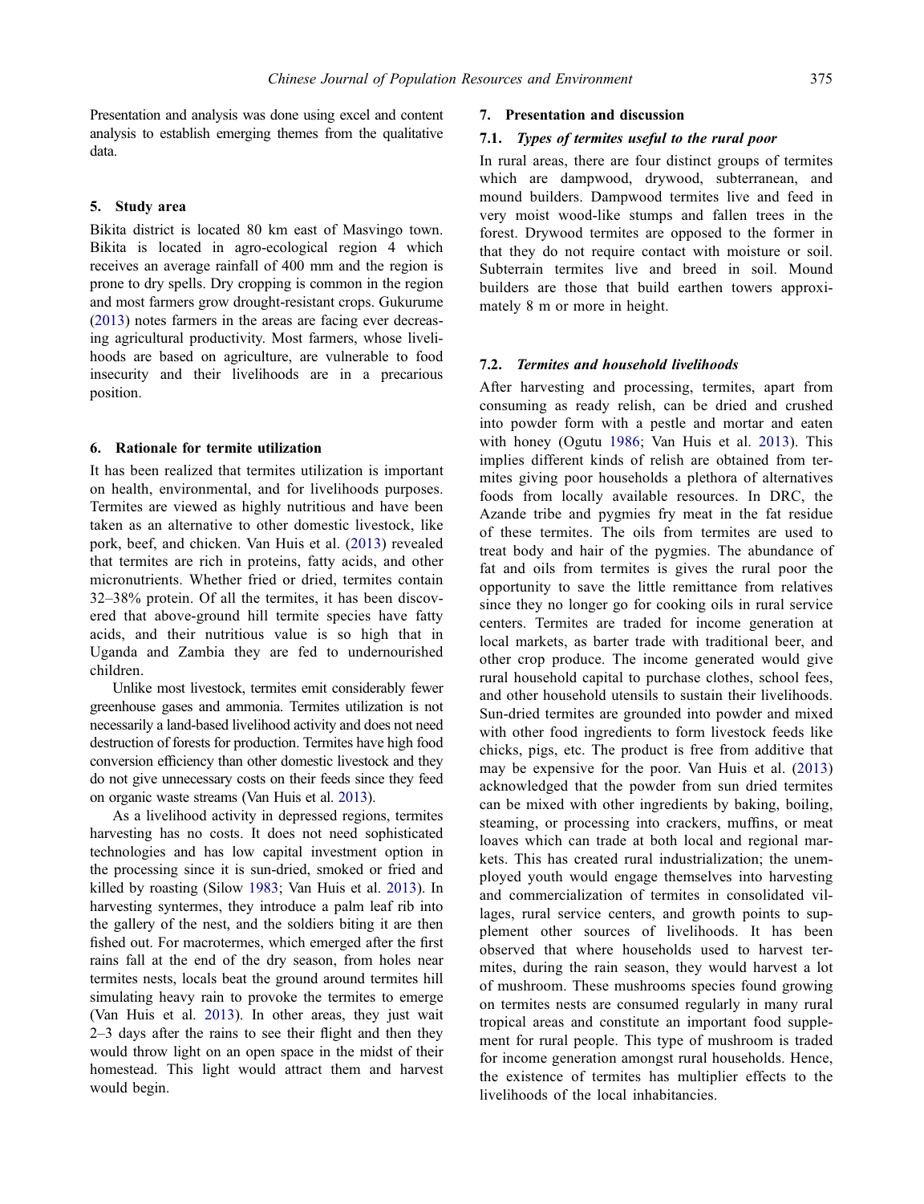Presentation and analysis was done using excel and content analysis to establish emerging themes from the qualitative data.

## 5. Study area

Bikita district is located 80 km east of Masvingo town. Bikita is located in agro-ecological region 4 which receives an average rainfall of 400 mm and the region is prone to dry spells. Dry cropping is common in the region and most farmers grow drought-resistant crops. Gukurume (2013) notes farmers in the areas are facing ever decreasing agricultural productivity. Most farmers, whose livelihoods are based on agriculture, are vulnerable to food insecurity and their livelihoods are in a precarious position.

## 6. Rationale for termite utilization

It has been realized that termites utilization is important on health, environmental, and for livelihoods purposes. Termites are viewed as highly nutritious and have been taken as an alternative to other domestic livestock, like pork, beef, and chicken. Van Huis et al. (2013) revealed that termites are rich in proteins, fatty acids, and other micronutrients. Whether fried or dried, termites contain 32–38% protein. Of all the termites, it has been discovered that above-ground hill termite species have fatty acids, and their nutritious value is so high that in Uganda and Zambia they are fed to undernourished children.

Unlike most livestock, termites emit considerably fewer greenhouse gases and ammonia. Termites utilization is not necessarily a land-based livelihood activity and does not need destruction of forests for production. Termites have high food conversion efficiency than other domestic livestock and they do not give unnecessary costs on their feeds since they feed on organic waste streams (Van Huis et al. 2013).

As a livelihood activity in depressed regions, termites harvesting has no costs. It does not need sophisticated technologies and has low capital investment option in the processing since it is sun-dried, smoked or fried and killed by roasting (Silow 1983; Van Huis et al. 2013). In harvesting syntermes, they introduce a palm leaf rib into the gallery of the nest, and the soldiers biting it are then fished out. For macrotermes, which emerged after the first rains fall at the end of the dry season, from holes near termites nests, locals beat the ground around termites hill simulating heavy rain to provoke the termites to emerge (Van Huis et al. 2013). In other areas, they just wait 2–3 days after the rains to see their flight and then they would throw light on an open space in the midst of their homestead. This light would attract them and harvest would begin.

## 7. Presentation and discussion

### 7.1. *Types of termites useful to the rural poor*

In rural areas, there are four distinct groups of termites which are dampwood, drywood, subterranean, and mound builders. Dampwood termites live and feed in very moist wood-like stumps and fallen trees in the forest. Drywood termites are opposed to the former in that they do not require contact with moisture or soil. Subterrain termites live and breed in soil. Mound builders are those that build earthen towers approximately 8 m or more in height.

### 7.2. *Termites and household livelihoods*

After harvesting and processing, termites, apart from consuming as ready relish, can be dried and crushed into powder form with a pestle and mortar and eaten with honey (Ogutu 1986; Van Huis et al. 2013). This implies different kinds of relish are obtained from termites giving poor households a plethora of alternatives foods from locally available resources. In DRC, the Azande tribe and pygmies fry meat in the fat residue of these termites. The oils from termites are used to treat body and hair of the pygmies. The abundance of fat and oils from termites is gives the rural poor the opportunity to save the little remittance from relatives since they no longer go for cooking oils in rural service centers. Termites are traded for income generation at local markets, as barter trade with traditional beer, and other crop produce. The income generated would give rural household capital to purchase clothes, school fees, and other household utensils to sustain their livelihoods. Sun-dried termites are grounded into powder and mixed with other food ingredients to form livestock feeds like chicks, pigs, etc. The product is free from additive that may be expensive for the poor. Van Huis et al. (2013) acknowledged that the powder from sun dried termites can be mixed with other ingredients by baking, boiling, steaming, or processing into crackers, muffins, or meat loaves which can trade at both local and regional markets. This has created rural industrialization; the unemployed youth would engage themselves into harvesting and commercialization of termites in consolidated villages, rural service centers, and growth points to supplement other sources of livelihoods. It has been observed that where households used to harvest termites, during the rain season, they would harvest a lot of mushroom. These mushrooms species found growing on termites nests are consumed regularly in many rural tropical areas and constitute an important food supplement for rural people. This type of mushroom is traded for income generation amongst rural households. Hence, the existence of termites has multiplier effects to the livelihoods of the local inhabitancies.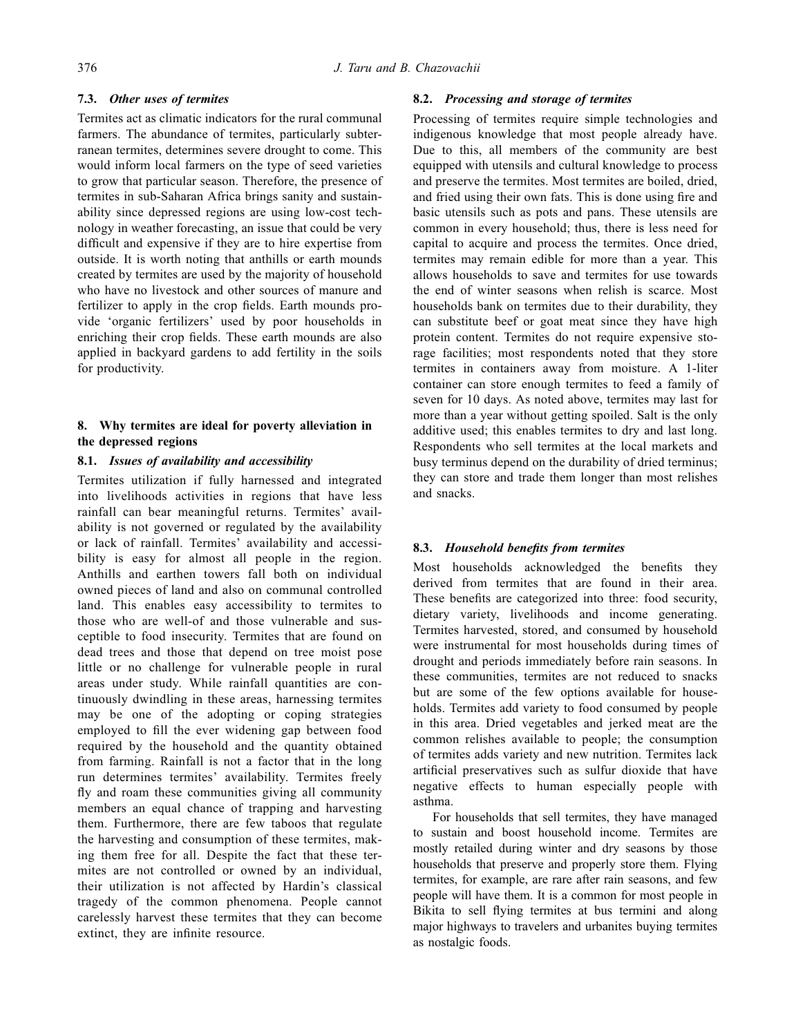### 7.3. *Other uses of termites*

Termites act as climatic indicators for the rural communal farmers. The abundance of termites, particularly subterranean termites, determines severe drought to come. This would inform local farmers on the type of seed varieties to grow that particular season. Therefore, the presence of termites in sub-Saharan Africa brings sanity and sustainability since depressed regions are using low-cost technology in weather forecasting, an issue that could be very difficult and expensive if they are to hire expertise from outside. It is worth noting that anthills or earth mounds created by termites are used by the majority of household who have no livestock and other sources of manure and fertilizer to apply in the crop fields. Earth mounds provide 'organic fertilizers' used by poor households in enriching their crop fields. These earth mounds are also applied in backyard gardens to add fertility in the soils for productivity.

## 8. Why termites are ideal for poverty alleviation in the depressed regions

### 8.1. *Issues of availability and accessibility*

Termites utilization if fully harnessed and integrated into livelihoods activities in regions that have less rainfall can bear meaningful returns. Termites' availability is not governed or regulated by the availability or lack of rainfall. Termites' availability and accessibility is easy for almost all people in the region. Anthills and earthen towers fall both on individual owned pieces of land and also on communal controlled land. This enables easy accessibility to termites to those who are well-of and those vulnerable and susceptible to food insecurity. Termites that are found on dead trees and those that depend on tree moist pose little or no challenge for vulnerable people in rural areas under study. While rainfall quantities are continuously dwindling in these areas, harnessing termites may be one of the adopting or coping strategies employed to fill the ever widening gap between food required by the household and the quantity obtained from farming. Rainfall is not a factor that in the long run determines termites' availability. Termites freely fly and roam these communities giving all community members an equal chance of trapping and harvesting them. Furthermore, there are few taboos that regulate the harvesting and consumption of these termites, making them free for all. Despite the fact that these termites are not controlled or owned by an individual, their utilization is not affected by Hardin's classical tragedy of the common phenomena. People cannot carelessly harvest these termites that they can become extinct, they are infinite resource.

### 8.2. *Processing and storage of termites*

Processing of termites require simple technologies and indigenous knowledge that most people already have. Due to this, all members of the community are best equipped with utensils and cultural knowledge to process and preserve the termites. Most termites are boiled, dried, and fried using their own fats. This is done using fire and basic utensils such as pots and pans. These utensils are common in every household; thus, there is less need for capital to acquire and process the termites. Once dried, termites may remain edible for more than a year. This allows households to save and termites for use towards the end of winter seasons when relish is scarce. Most households bank on termites due to their durability, they can substitute beef or goat meat since they have high protein content. Termites do not require expensive storage facilities; most respondents noted that they store termites in containers away from moisture. A 1-liter container can store enough termites to feed a family of seven for 10 days. As noted above, termites may last for more than a year without getting spoiled. Salt is the only additive used; this enables termites to dry and last long. Respondents who sell termites at the local markets and busy terminus depend on the durability of dried terminus; they can store and trade them longer than most relishes and snacks.

### 8.3. *Household benefits from termites*

Most households acknowledged the benefits they derived from termites that are found in their area. These benefits are categorized into three: food security, dietary variety, livelihoods and income generating. Termites harvested, stored, and consumed by household were instrumental for most households during times of drought and periods immediately before rain seasons. In these communities, termites are not reduced to snacks but are some of the few options available for households. Termites add variety to food consumed by people in this area. Dried vegetables and jerked meat are the common relishes available to people; the consumption of termites adds variety and new nutrition. Termites lack artificial preservatives such as sulfur dioxide that have negative effects to human especially people with asthma.

For households that sell termites, they have managed to sustain and boost household income. Termites are mostly retailed during winter and dry seasons by those households that preserve and properly store them. Flying termites, for example, are rare after rain seasons, and few people will have them. It is a common for most people in Bikita to sell flying termites at bus termini and along major highways to travelers and urbanites buying termites as nostalgic foods.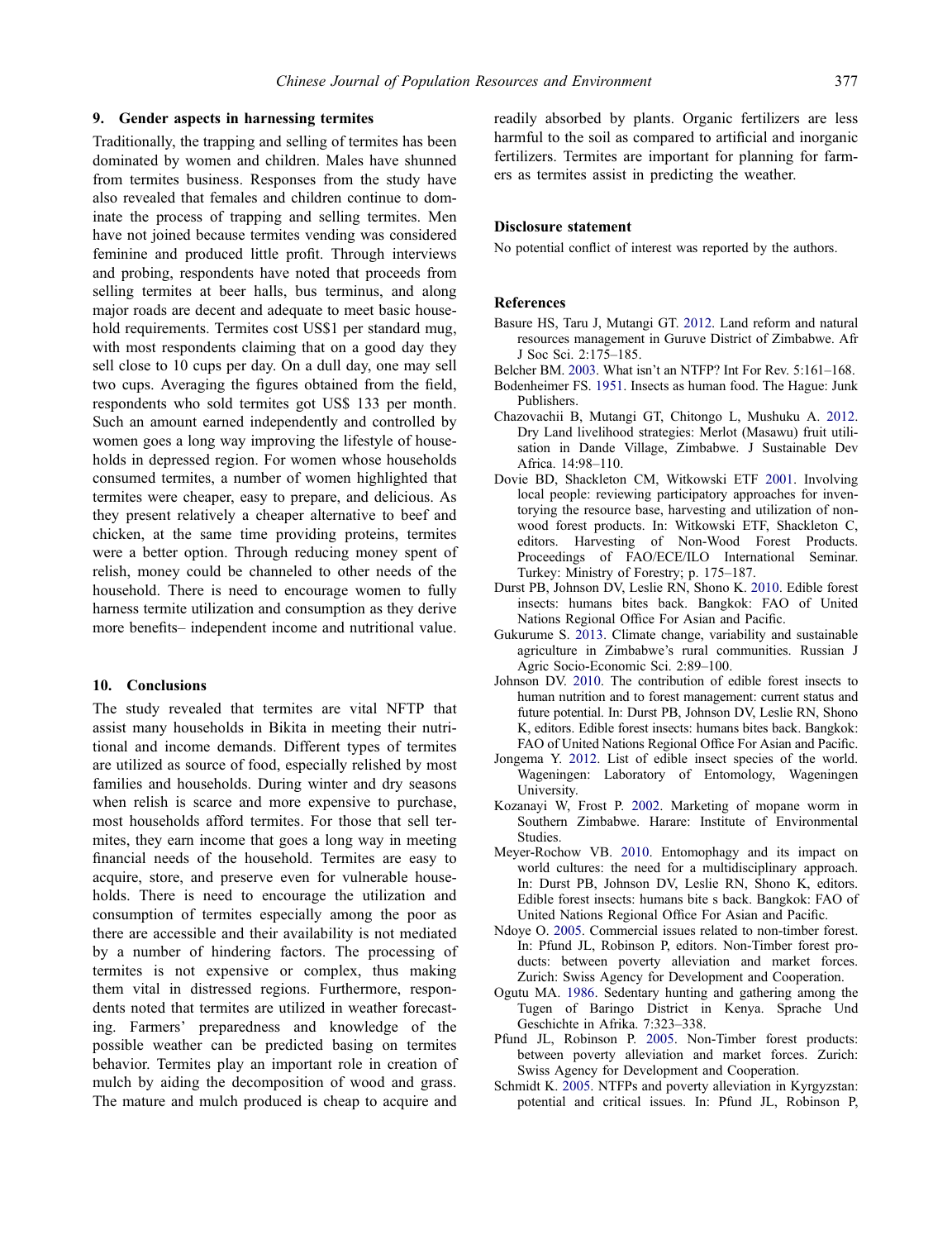## 9. Gender aspects in harnessing termites

Traditionally, the trapping and selling of termites has been dominated by women and children. Males have shunned from termites business. Responses from the study have also revealed that females and children continue to dominate the process of trapping and selling termites. Men have not joined because termites vending was considered feminine and produced little profit. Through interviews and probing, respondents have noted that proceeds from selling termites at beer halls, bus terminus, and along major roads are decent and adequate to meet basic household requirements. Termites cost US$1 per standard mug, with most respondents claiming that on a good day they sell close to 10 cups per day. On a dull day, one may sell two cups. Averaging the figures obtained from the field, respondents who sold termites got US$ 133 per month. Such an amount earned independently and controlled by women goes a long way improving the lifestyle of households in depressed region. For women whose households consumed termites, a number of women highlighted that termites were cheaper, easy to prepare, and delicious. As they present relatively a cheaper alternative to beef and chicken, at the same time providing proteins, termites were a better option. Through reducing money spent of relish, money could be channeled to other needs of the household. There is need to encourage women to fully harness termite utilization and consumption as they derive more benefits– independent income and nutritional value.

## 10. Conclusions

The study revealed that termites are vital NFTP that assist many households in Bikita in meeting their nutritional and income demands. Different types of termites are utilized as source of food, especially relished by most families and households. During winter and dry seasons when relish is scarce and more expensive to purchase, most households afford termites. For those that sell termites, they earn income that goes a long way in meeting financial needs of the household. Termites are easy to acquire, store, and preserve even for vulnerable households. There is need to encourage the utilization and consumption of termites especially among the poor as there are accessible and their availability is not mediated by a number of hindering factors. The processing of termites is not expensive or complex, thus making them vital in distressed regions. Furthermore, respondents noted that termites are utilized in weather forecasting. Farmers' preparedness and knowledge of the possible weather can be predicted basing on termites behavior. Termites play an important role in creation of mulch by aiding the decomposition of wood and grass. The mature and mulch produced is cheap to acquire and readily absorbed by plants. Organic fertilizers are less harmful to the soil as compared to artificial and inorganic fertilizers. Termites are important for planning for farmers as termites assist in predicting the weather.

### Disclosure statement

No potential conflict of interest was reported by the authors.

### References

Basure HS, Taru J, Mutangi GT. 2012. Land reform and natural resources management in Guruve District of Zimbabwe. Afr J Soc Sci. 2:175–185.

Belcher BM. 2003. What isn't an NTFP? Int For Rev. 5:161–168.

Bodenheimer FS. 1951. Insects as human food. The Hague: Junk Publishers.

Chazovachii B, Mutangi GT, Chitongo L, Mushuku A. 2012. Dry Land livelihood strategies: Merlot (Masawu) fruit utilisation in Dande Village, Zimbabwe. J Sustainable Dev Africa. 14:98–110.

Dovie BD, Shackleton CM, Witkowski ETF 2001. Involving local people: reviewing participatory approaches for inventorying the resource base, harvesting and utilization of non-wood forest products. In: Witkowski ETF, Shackleton C, editors. Harvesting of Non-Wood Forest Products. Proceedings of FAO/ECE/ILO International Seminar. Turkey: Ministry of Forestry; p. 175–187.

Durst PB, Johnson DV, Leslie RN, Shono K. 2010. Edible forest insects: humans bites back. Bangkok: FAO of United Nations Regional Office For Asian and Pacific.

Gukurume S. 2013. Climate change, variability and sustainable agriculture in Zimbabwe's rural communities. Russian J Agric Socio-Economic Sci. 2:89–100.

Johnson DV. 2010. The contribution of edible forest insects to human nutrition and to forest management: current status and future potential. In: Durst PB, Johnson DV, Leslie RN, Shono K, editors. Edible forest insects: humans bites back. Bangkok: FAO of United Nations Regional Office For Asian and Pacific.

Jongema Y. 2012. List of edible insect species of the world. Wageningen: Laboratory of Entomology, Wageningen University.

Kozanayi W, Frost P. 2002. Marketing of mopane worm in Southern Zimbabwe. Harare: Institute of Environmental Studies.

Meyer-Rochow VB. 2010. Entomophagy and its impact on world cultures: the need for a multidisciplinary approach. In: Durst PB, Johnson DV, Leslie RN, Shono K, editors. Edible forest insects: humans bite s back. Bangkok: FAO of United Nations Regional Office For Asian and Pacific.

Ndoye O. 2005. Commercial issues related to non-timber forest. In: Pfund JL, Robinson P, editors. Non-Timber forest products: between poverty alleviation and market forces. Zurich: Swiss Agency for Development and Cooperation.

Ogutu MA. 1986. Sedentary hunting and gathering among the Tugen of Baringo District in Kenya. Sprache Und Geschichte in Afrika. 7:323–338.

Pfund JL, Robinson P. 2005. Non-Timber forest products: between poverty alleviation and market forces. Zurich: Swiss Agency for Development and Cooperation.

Schmidt K. 2005. NTFPs and poverty alleviation in Kyrgyzstan: potential and critical issues. In: Pfund JL, Robinson P,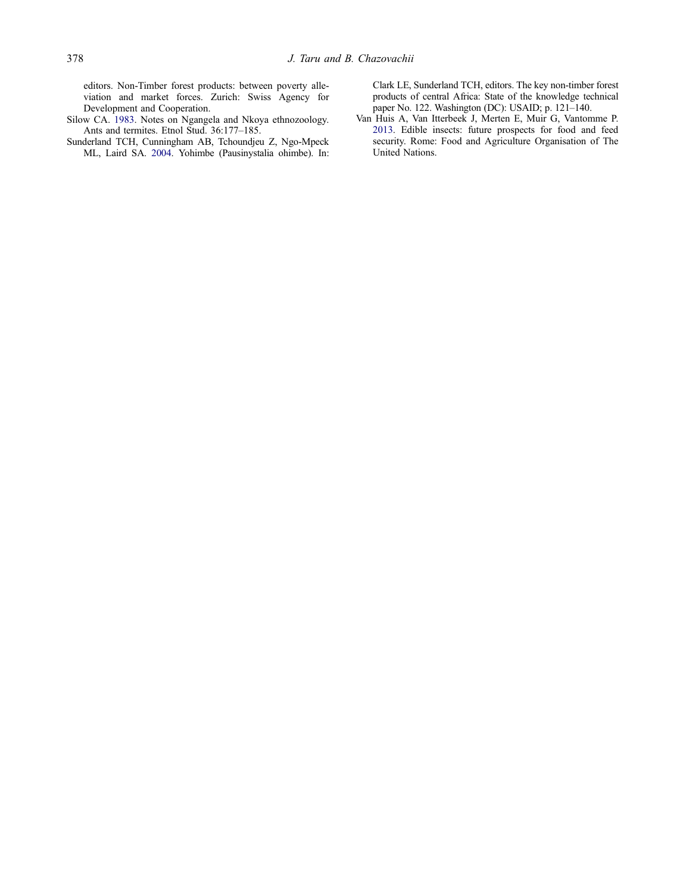editors. Non-Timber forest products: between poverty alleviation and market forces. Zurich: Swiss Agency for Development and Cooperation.

Silow CA. 1983. Notes on Ngangela and Nkoya ethnozoology. Ants and termites. Etnol Stud. 36:177–185.

Sunderland TCH, Cunningham AB, Tchoundjeu Z, Ngo-Mpeck ML, Laird SA. 2004. Yohimbe (Pausinystalia ohimbe). In: Clark LE, Sunderland TCH, editors. The key non-timber forest products of central Africa: State of the knowledge technical paper No. 122. Washington (DC): USAID; p. 121–140.

Van Huis A, Van Itterbeek J, Merten E, Muir G, Vantomme P. 2013. Edible insects: future prospects for food and feed security. Rome: Food and Agriculture Organisation of The United Nations.